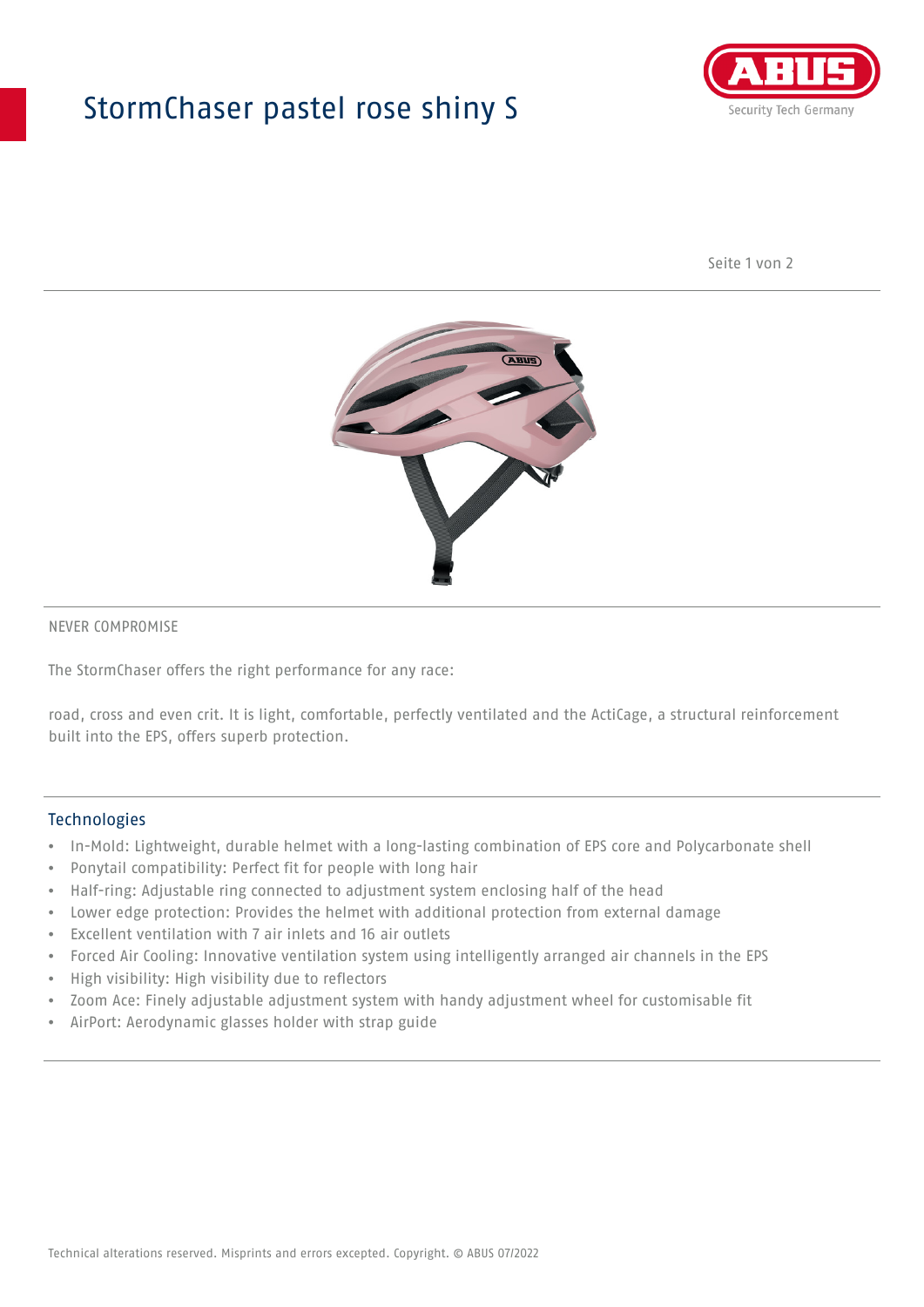# StormChaser pastel rose shiny S

NEVER COMPROMISE

The StormChaser offers the right performance for any race:

road, cross and even crit. It is light, comfortable, perfectly ventilated and the ActiCage, a structural reinforcement built into the EPS, offers superb protection.

## Technologies

- In-Mold: Lightweight, durable helmet with a long-lasting combination of EPS core and Polycarbonate shell
- Ponytail compatibility: Perfect fit for people with long hair
- Half-ring: Adjustable ring connected to adjustment system enclosing half of the head
- Lower edge protection: Provides the helmet with additional protection from external damage
- Excellent ventilation with 7 air inlets and 16 air outlets
- Forced Air Cooling: Innovative ventilation system using intelligently arranged air channels in the EPS
- High visibility: High visibility due to reflectors
- Zoom Ace: Finely adjustable adjustment system with handy adjustment wheel for customisable fit
- AirPort: Aerodynamic glasses holder with strap guide

Technical alterations reserved. Misprints and errors excepted. Copyright. © ABUS 07/2022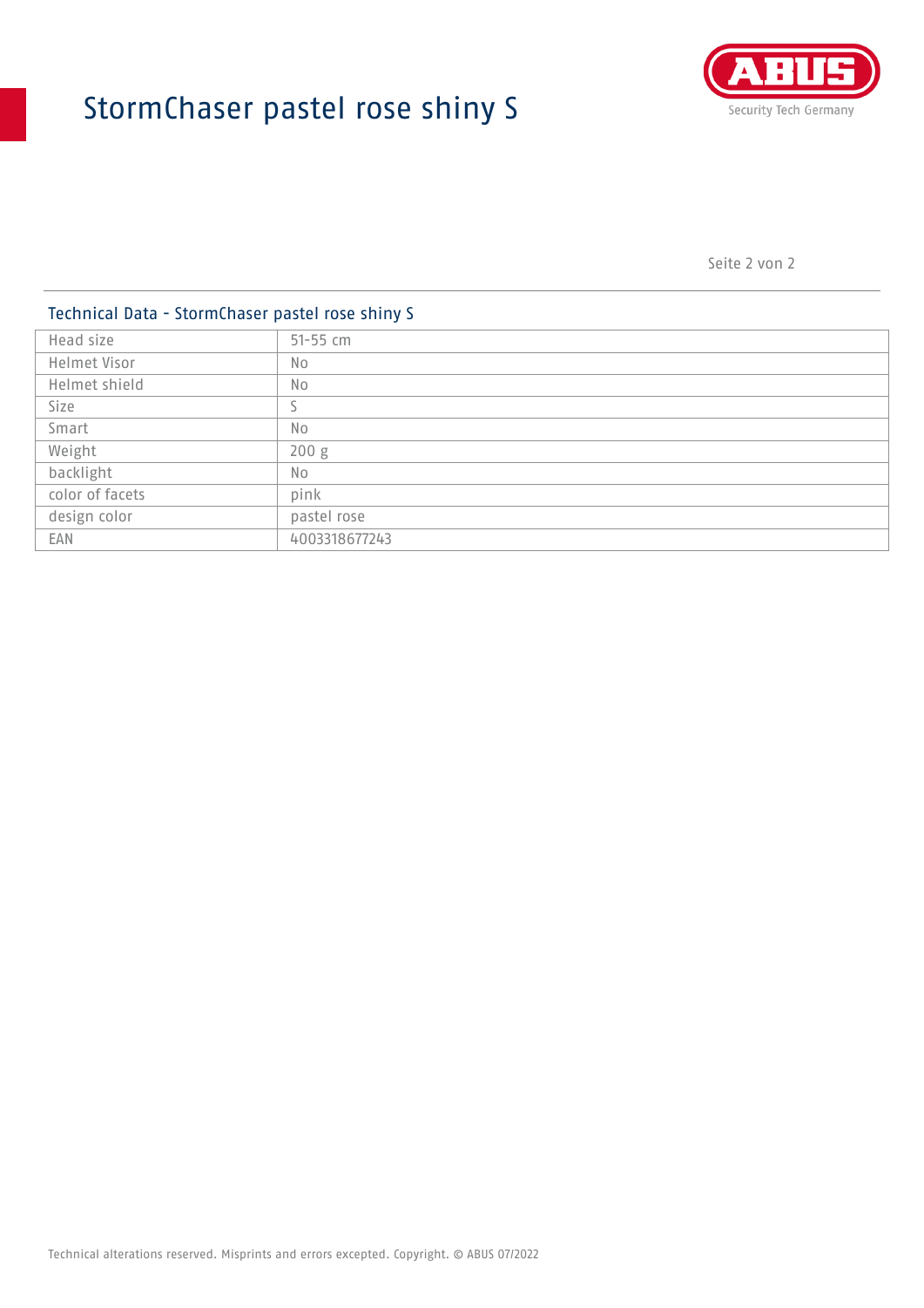# StormChaser pastel rose shiny S

## Technical Data - StormChaser pastel rose shiny S

| | |
|---|---|
| Head size | 51-55 cm |
| Helmet Visor | No |
| Helmet shield | No |
| Size | S |
| Smart | No |
| Weight | 200 g |
| backlight | No |
| color of facets | pink |
| design color | pastel rose |
| EAN | 4003318677243 |

Technical alterations reserved. Misprints and errors excepted. Copyright. © ABUS 07/2022